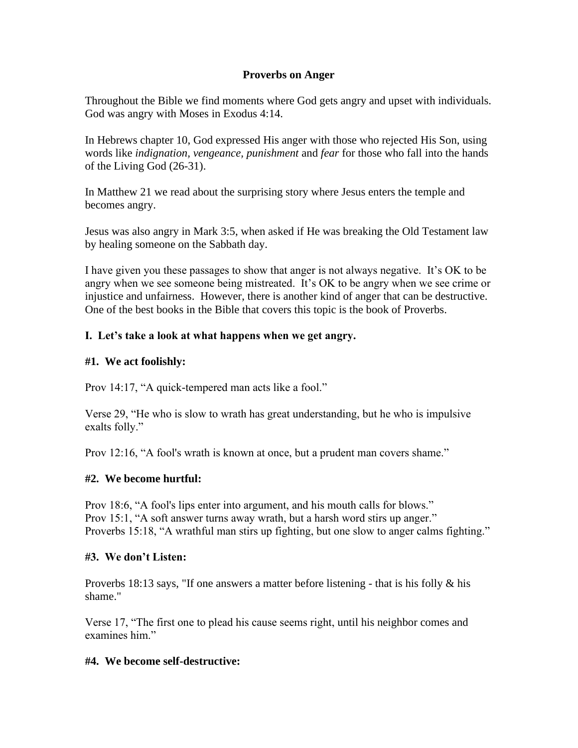# Proverbs on Anger

Throughout the Bible we find moments where God gets angry and upset with individuals. God was angry with Moses in Exodus 4:14.

In Hebrews chapter 10, God expressed His anger with those who rejected His Son, using words like *indignation, vengeance, punishment* and *fear* for those who fall into the hands of the Living God (26-31).

In Matthew 21 we read about the surprising story where Jesus enters the temple and becomes angry.

Jesus was also angry in Mark 3:5, when asked if He was breaking the Old Testament law by healing someone on the Sabbath day.

I have given you these passages to show that anger is not always negative. It's OK to be angry when we see someone being mistreated. It's OK to be angry when we see crime or injustice and unfairness. However, there is another kind of anger that can be destructive. One of the best books in the Bible that covers this topic is the book of Proverbs.

## I. Let's take a look at what happens when we get angry.

### #1. We act foolishly:

Prov 14:17, "A quick-tempered man acts like a fool."

Verse 29, "He who is slow to wrath has great understanding, but he who is impulsive exalts folly."

Prov 12:16, "A fool's wrath is known at once, but a prudent man covers shame."

### #2. We become hurtful:

Prov 18:6, "A fool's lips enter into argument, and his mouth calls for blows."
Prov 15:1, "A soft answer turns away wrath, but a harsh word stirs up anger."
Proverbs 15:18, "A wrathful man stirs up fighting, but one slow to anger calms fighting."

### #3. We don't Listen:

Proverbs 18:13 says, "If one answers a matter before listening - that is his folly & his shame."

Verse 17, "The first one to plead his cause seems right, until his neighbor comes and examines him."

### #4. We become self-destructive: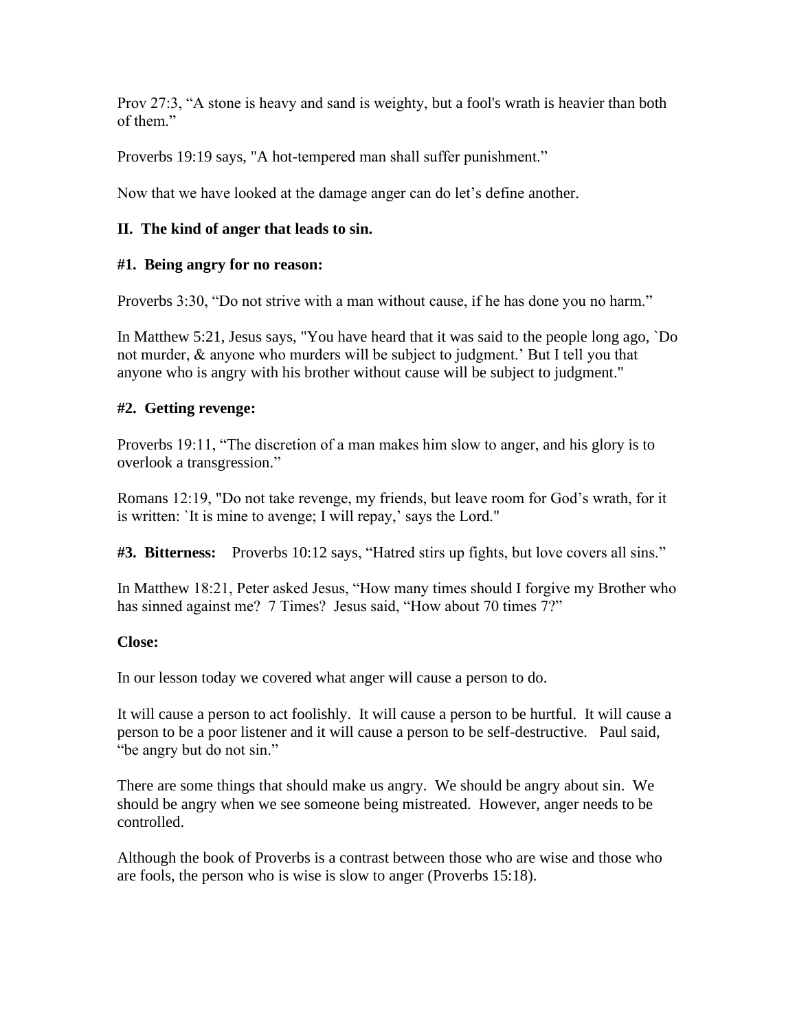Prov 27:3, “A stone is heavy and sand is weighty, but a fool's wrath is heavier than both of them.”

Proverbs 19:19 says, "A hot-tempered man shall suffer punishment.”

Now that we have looked at the damage anger can do let’s define another.

**II. The kind of anger that leads to sin.**

**#1. Being angry for no reason:**

Proverbs 3:30, “Do not strive with a man without cause, if he has done you no harm.”

In Matthew 5:21, Jesus says, "You have heard that it was said to the people long ago, `Do not murder, & anyone who murders will be subject to judgment.’ But I tell you that anyone who is angry with his brother without cause will be subject to judgment."

**#2. Getting revenge:**

Proverbs 19:11, “The discretion of a man makes him slow to anger, and his glory is to overlook a transgression.”

Romans 12:19, "Do not take revenge, my friends, but leave room for God’s wrath, for it is written: `It is mine to avenge; I will repay,’ says the Lord."

**#3. Bitterness:** Proverbs 10:12 says, “Hatred stirs up fights, but love covers all sins.”

In Matthew 18:21, Peter asked Jesus, “How many times should I forgive my Brother who has sinned against me? 7 Times? Jesus said, “How about 70 times 7?”

**Close:**

In our lesson today we covered what anger will cause a person to do.

It will cause a person to act foolishly. It will cause a person to be hurtful. It will cause a person to be a poor listener and it will cause a person to be self-destructive. Paul said, “be angry but do not sin.”

There are some things that should make us angry. We should be angry about sin. We should be angry when we see someone being mistreated. However, anger needs to be controlled.

Although the book of Proverbs is a contrast between those who are wise and those who are fools, the person who is wise is slow to anger (Proverbs 15:18).